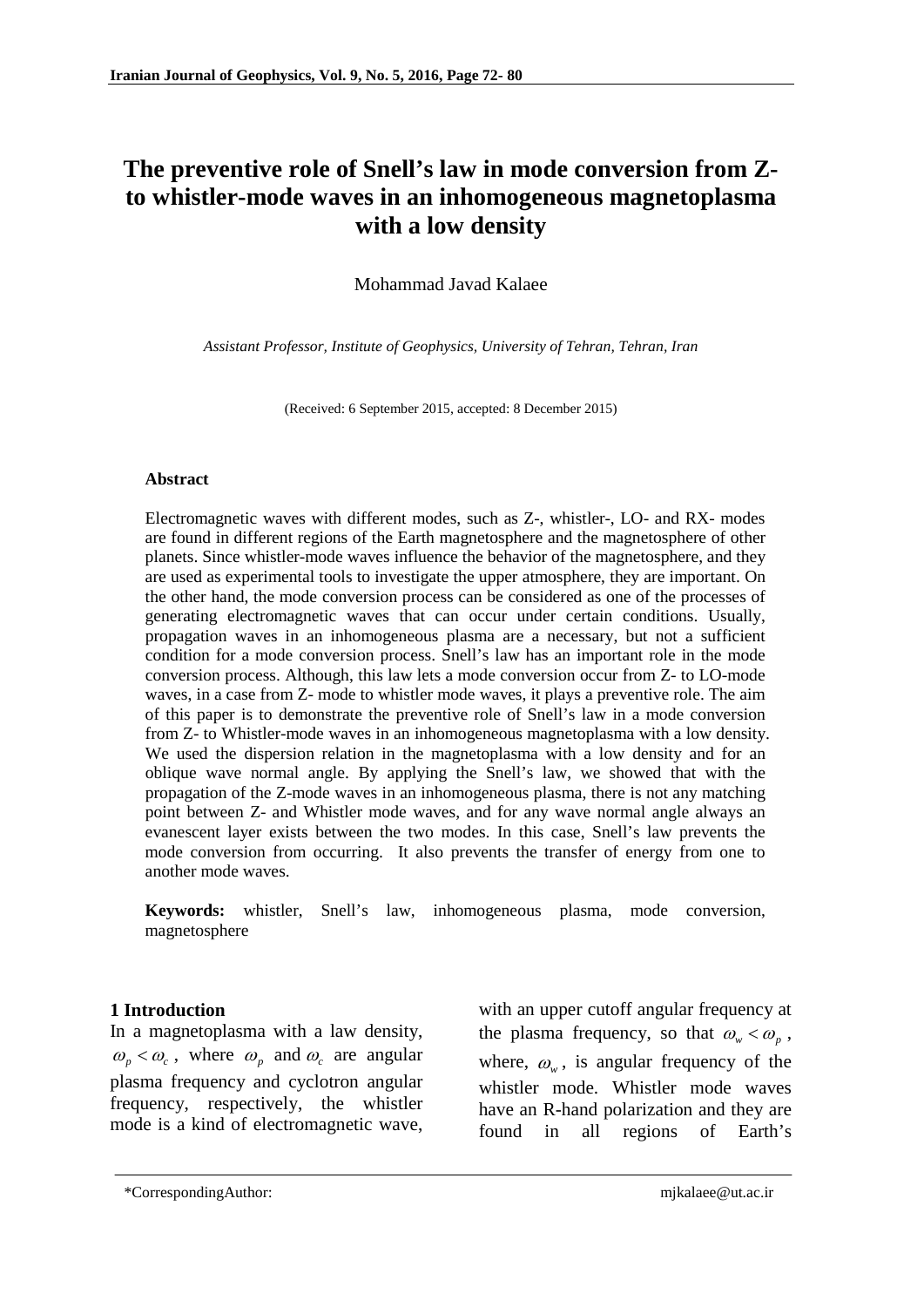# The preventive role of Snell's law in mode conversion from Z- to whistler-mode waves in an inhomogeneous magnetoplasma with a low density

Mohammad Javad Kalaee

*Assistant Professor, Institute of Geophysics, University of Tehran, Tehran, Iran*

(Received: 6 September 2015, accepted: 8 December 2015)

**Abstract**

Electromagnetic waves with different modes, such as Z-, whistler-, LO- and RX- modes are found in different regions of the Earth magnetosphere and the magnetosphere of other planets. Since whistler-mode waves influence the behavior of the magnetosphere, and they are used as experimental tools to investigate the upper atmosphere, they are important. On the other hand, the mode conversion process can be considered as one of the processes of generating electromagnetic waves that can occur under certain conditions. Usually, propagation waves in an inhomogeneous plasma are a necessary, but not a sufficient condition for a mode conversion process. Snell's law has an important role in the mode conversion process. Although, this law lets a mode conversion occur from Z- to LO-mode waves, in a case from Z- mode to whistler mode waves, it plays a preventive role. The aim of this paper is to demonstrate the preventive role of Snell's law in a mode conversion from Z- to Whistler-mode waves in an inhomogeneous magnetoplasma with a low density. We used the dispersion relation in the magnetoplasma with a low density and for an oblique wave normal angle. By applying the Snell's law, we showed that with the propagation of the Z-mode waves in an inhomogeneous plasma, there is not any matching point between Z- and Whistler mode waves, and for any wave normal angle always an evanescent layer exists between the two modes. In this case, Snell's law prevents the mode conversion from occurring. It also prevents the transfer of energy from one to another mode waves.

**Keywords:** whistler, Snell's law, inhomogeneous plasma, mode conversion, magnetosphere

## 1 Introduction

In a magnetoplasma with a law density, $\omega_p < \omega_c$, where $\omega_p$ and $\omega_c$ are angular plasma frequency and cyclotron angular frequency, respectively, the whistler mode is a kind of electromagnetic wave, with an upper cutoff angular frequency at the plasma frequency, so that $\omega_w < \omega_p$, where, $\omega_w$, is angular frequency of the whistler mode. Whistler mode waves have an R-hand polarization and they are found in all regions of Earth's

*CorrespondingAuthor: mjkalaee@ut.ac.ir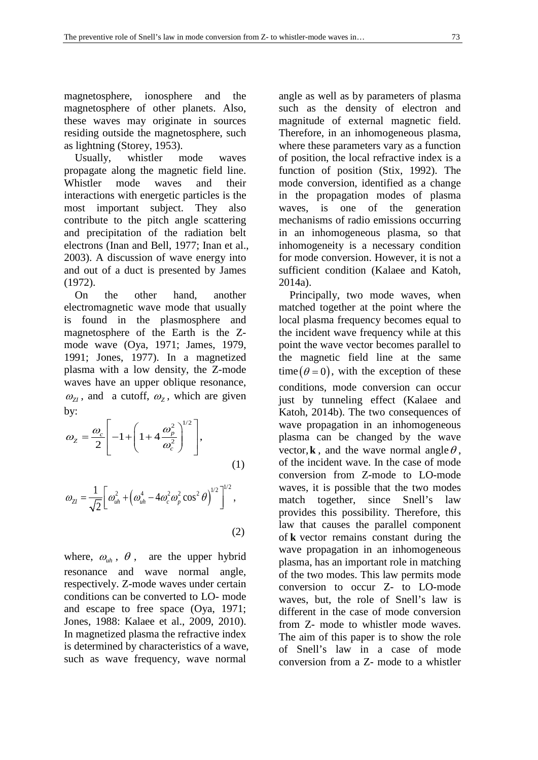magnetosphere, ionosphere and the magnetosphere of other planets. Also, these waves may originate in sources residing outside the magnetosphere, such as lightning (Storey, 1953).

Usually, whistler mode waves propagate along the magnetic field line. Whistler mode waves and their interactions with energetic particles is the most important subject. They also contribute to the pitch angle scattering and precipitation of the radiation belt electrons (Inan and Bell, 1977; Inan et al., 2003). A discussion of wave energy into and out of a duct is presented by James (1972).

On the other hand, another electromagnetic wave mode that usually is found in the plasmosphere and magnetosphere of the Earth is the Z-mode wave (Oya, 1971; James, 1979, 1991; Jones, 1977). In a magnetized plasma with a low density, the Z-mode waves have an upper oblique resonance, $\omega_{ZI}$, and a cutoff, $\omega_Z$, which are given by:

$$\omega_Z = \frac{\omega_c}{2}\left[-1+\left(1+4\frac{\omega_p^2}{\omega_c^2}\right)^{1/2}\right], \tag{1}$$

$$\omega_{ZI} = \frac{1}{\sqrt{2}}\left[\omega_{uh}^2+\left(\omega_{uh}^4-4\omega_c^2\omega_p^2\cos^2\theta\right)^{1/2}\right]^{1/2}, \tag{2}$$

where, $\omega_{uh}$, $\theta$, are the upper hybrid resonance and wave normal angle, respectively. Z-mode waves under certain conditions can be converted to LO- mode and escape to free space (Oya, 1971; Jones, 1988: Kalaee et al., 2009, 2010). In magnetized plasma the refractive index is determined by characteristics of a wave, such as wave frequency, wave normal angle as well as by parameters of plasma such as the density of electron and magnitude of external magnetic field. Therefore, in an inhomogeneous plasma, where these parameters vary as a function of position, the local refractive index is a function of position (Stix, 1992). The mode conversion, identified as a change in the propagation modes of plasma waves, is one of the generation mechanisms of radio emissions occurring in an inhomogeneous plasma, so that inhomogeneity is a necessary condition for mode conversion. However, it is not a sufficient condition (Kalaee and Katoh, 2014a).

Principally, two mode waves, when matched together at the point where the local plasma frequency becomes equal to the incident wave frequency while at this point the wave vector becomes parallel to the magnetic field line at the same time$(\theta = 0)$, with the exception of these conditions, mode conversion can occur just by tunneling effect (Kalaee and Katoh, 2014b). The two consequences of wave propagation in an inhomogeneous plasma can be changed by the wave vector, $\mathbf{k}$, and the wave normal angle $\theta$, of the incident wave. In the case of mode conversion from Z-mode to LO-mode waves, it is possible that the two modes match together, since Snell's law provides this possibility. Therefore, this law that causes the parallel component of $\mathbf{k}$ vector remains constant during the wave propagation in an inhomogeneous plasma, has an important role in matching of the two modes. This law permits mode conversion to occur Z- to LO-mode waves, but, the role of Snell's law is different in the case of mode conversion from Z- mode to whistler mode waves. The aim of this paper is to show the role of Snell's law in a case of mode conversion from a Z- mode to a whistler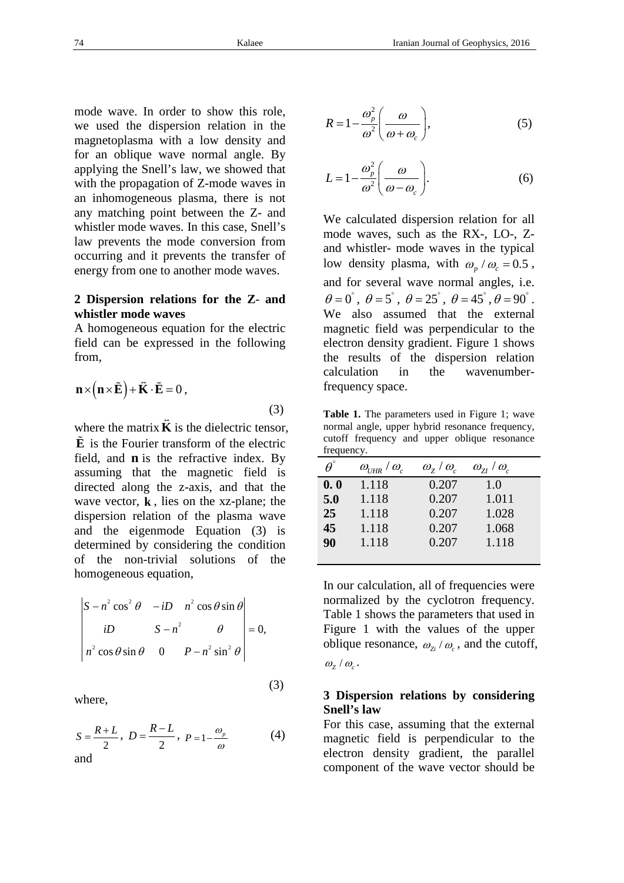mode wave. In order to show this role, we used the dispersion relation in the magnetoplasma with a low density and for an oblique wave normal angle. By applying the Snell's law, we showed that with the propagation of Z-mode waves in an inhomogeneous plasma, there is not any matching point between the Z- and whistler mode waves. In this case, Snell's law prevents the mode conversion from occurring and it prevents the transfer of energy from one to another mode waves.

## 2 Dispersion relations for the Z- and whistler mode waves

A homogeneous equation for the electric field can be expressed in the following from,

$$\mathbf{n}\times\left(\mathbf{n}\times\tilde{\mathbf{E}}\right)+\overleftrightarrow{\mathbf{K}}\cdot\tilde{\mathbf{E}}=0\,, \tag{3}$$

where the matrix $\overleftrightarrow{\mathbf{K}}$ is the dielectric tensor, $\tilde{\mathbf{E}}$ is the Fourier transform of the electric field, and $\mathbf{n}$ is the refractive index. By assuming that the magnetic field is directed along the z-axis, and that the wave vector, $\mathbf{k}$, lies on the xz-plane; the dispersion relation of the plasma wave and the eigenmode Equation (3) is determined by considering the condition of the non-trivial solutions of the homogeneous equation,

$$\begin{vmatrix} S-n^2\cos^2\theta & -iD & n^2\cos\theta\sin\theta \\ iD & S-n^2 & \theta \\ n^2\cos\theta\sin\theta & 0 & P-n^2\sin^2\theta \end{vmatrix}=0, \tag{3}$$

where,

$$S=\frac{R+L}{2},\ D=\frac{R-L}{2},\ P=1-\frac{\omega_p}{\omega} \tag{4}$$

and

$$R=1-\frac{\omega_p^2}{\omega^2}\left(\frac{\omega}{\omega+\omega_c}\right), \tag{5}$$

$$L=1-\frac{\omega_p^2}{\omega^2}\left(\frac{\omega}{\omega-\omega_c}\right). \tag{6}$$

We calculated dispersion relation for all mode waves, such as the RX-, LO-, Z- and whistler- mode waves in the typical low density plasma, with $\omega_p/\omega_c=0.5$, and for several wave normal angles, i.e. $\theta=0^\circ$, $\theta=5^\circ$, $\theta=25^\circ$, $\theta=45^\circ$, $\theta=90^\circ$. We also assumed that the external magnetic field was perpendicular to the electron density gradient. Figure 1 shows the results of the dispersion relation calculation in the wavenumber-frequency space.

**Table 1.** The parameters used in Figure 1; wave normal angle, upper hybrid resonance frequency, cutoff frequency and upper oblique resonance frequency.

| $\theta^\circ$ | $\omega_{UHR}/\omega_c$ | $\omega_Z/\omega_c$ | $\omega_{ZI}/\omega_c$ |
|---|---|---|---|
| **0. 0** | 1.118 | 0.207 | 1.0 |
| **5.0** | 1.118 | 0.207 | 1.011 |
| **25** | 1.118 | 0.207 | 1.028 |
| **45** | 1.118 | 0.207 | 1.068 |
| **90** | 1.118 | 0.207 | 1.118 |

In our calculation, all of frequencies were normalized by the cyclotron frequency. Table 1 shows the parameters that used in Figure 1 with the values of the upper oblique resonance, $\omega_{ZI}/\omega_c$, and the cutoff, $\omega_Z/\omega_c$.

## 3 Dispersion relations by considering Snell's law

For this case, assuming that the external magnetic field is perpendicular to the electron density gradient, the parallel component of the wave vector should be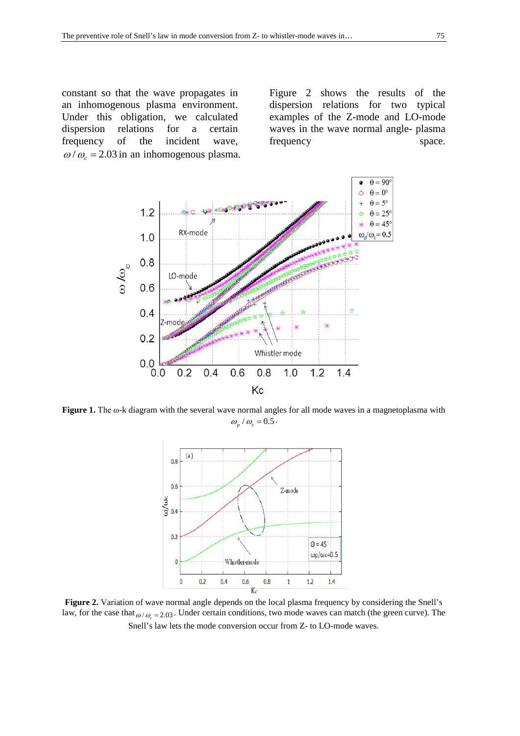constant so that the wave propagates in an inhomogenous plasma environment. Under this obligation, we calculated dispersion relations for a certain frequency of the incident wave, $\omega/\omega_c = 2.03$ in an inhomogenous plasma.

Figure 2 shows the results of the dispersion relations for two typical examples of the Z-mode and LO-mode waves in the wave normal angle- plasma frequency space.

**Figure 1.** The ω-k diagram with the several wave normal angles for all mode waves in a magnetoplasma with $\omega_p/\omega_c = 0.5$.

**Figure 2.** Variation of wave normal angle depends on the local plasma frequency by considering the Snell's law, for the case that $\omega/\omega_c = 2.03$. Under certain conditions, two mode waves can match (the green curve). The Snell's law lets the mode conversion occur from Z- to LO-mode waves.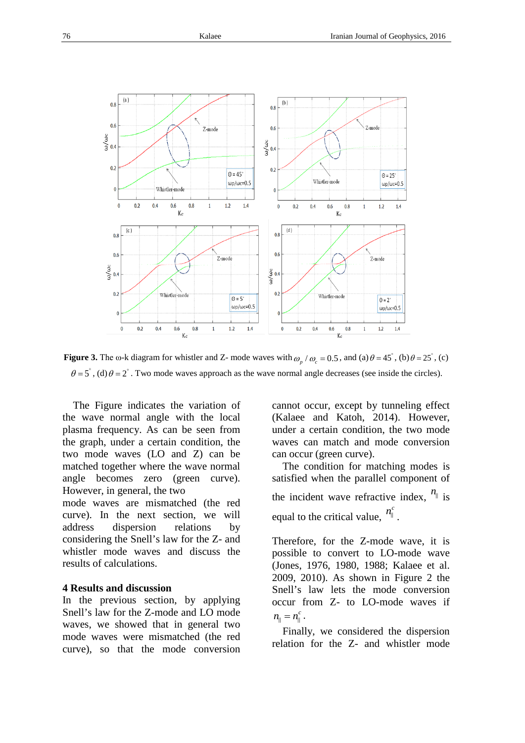**Figure 3.** The ω-k diagram for whistler and Z- mode waves with $\omega_p / \omega_c = 0.5$, and (a) $\theta = 45^\circ$, (b) $\theta = 25^\circ$, (c) $\theta = 5^\circ$, (d) $\theta = 2^\circ$. Two mode waves approach as the wave normal angle decreases (see inside the circles).

The Figure indicates the variation of the wave normal angle with the local plasma frequency. As can be seen from the graph, under a certain condition, the two mode waves (LO and Z) can be matched together where the wave normal angle becomes zero (green curve). However, in general, the two mode waves are mismatched (the red curve). In the next section, we will address dispersion relations by considering the Snell's law for the Z- and whistler mode waves and discuss the results of calculations.

## 4 Results and discussion

In the previous section, by applying Snell's law for the Z-mode and LO mode waves, we showed that in general two mode waves were mismatched (the red curve), so that the mode conversion cannot occur, except by tunneling effect (Kalaee and Katoh, 2014). However, under a certain condition, the two mode waves can match and mode conversion can occur (green curve).

The condition for matching modes is satisfied when the parallel component of the incident wave refractive index, $n_{\parallel}$ is equal to the critical value, $n_{\parallel}^{c}$.

Therefore, for the Z-mode wave, it is possible to convert to LO-mode wave (Jones, 1976, 1980, 1988; Kalaee et al. 2009, 2010). As shown in Figure 2 the Snell's law lets the mode conversion occur from Z- to LO-mode waves if $n_{\parallel} = n_{\parallel}^{c}$.

Finally, we considered the dispersion relation for the Z- and whistler mode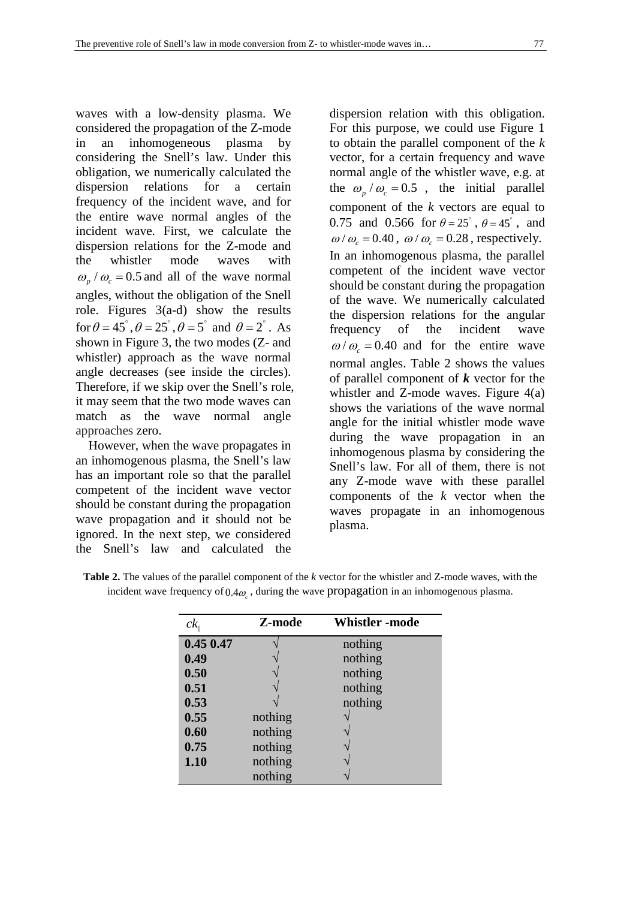waves with a low-density plasma. We considered the propagation of the Z-mode in an inhomogeneous plasma by considering the Snell's law. Under this obligation, we numerically calculated the dispersion relations for a certain frequency of the incident wave, and for the entire wave normal angles of the incident wave. First, we calculate the dispersion relations for the Z-mode and the whistler mode waves with $\omega_p / \omega_c = 0.5$ and all of the wave normal angles, without the obligation of the Snell role. Figures 3(a-d) show the results for $\theta = 45^\circ, \theta = 25^\circ, \theta = 5^\circ$ and $\theta = 2^\circ$. As shown in Figure 3, the two modes (Z- and whistler) approach as the wave normal angle decreases (see inside the circles). Therefore, if we skip over the Snell's role, it may seem that the two mode waves can match as the wave normal angle approaches zero.

However, when the wave propagates in an inhomogenous plasma, the Snell's law has an important role so that the parallel competent of the incident wave vector should be constant during the propagation wave propagation and it should not be ignored. In the next step, we considered the Snell's law and calculated the dispersion relation with this obligation. For this purpose, we could use Figure 1 to obtain the parallel component of the *k* vector, for a certain frequency and wave normal angle of the whistler wave, e.g. at the $\omega_p / \omega_c = 0.5$, the initial parallel component of the *k* vectors are equal to 0.75 and 0.566 for $\theta = 25^\circ$, $\theta = 45^\circ$, and $\omega / \omega_c = 0.40$, $\omega / \omega_c = 0.28$, respectively. In an inhomogenous plasma, the parallel competent of the incident wave vector should be constant during the propagation of the wave. We numerically calculated the dispersion relations for the angular frequency of the incident wave $\omega / \omega_c = 0.40$ and for the entire wave normal angles. Table 2 shows the values of parallel component of ***k*** vector for the whistler and Z-mode waves. Figure 4(a) shows the variations of the wave normal angle for the initial whistler mode wave during the wave propagation in an inhomogenous plasma by considering the Snell's law. For all of them, there is not any Z-mode wave with these parallel components of the *k* vector when the waves propagate in an inhomogenous plasma.

**Table 2.** The values of the parallel component of the *k* vector for the whistler and Z-mode waves, with the incident wave frequency of $0.4\omega_c$, during the wave propagation in an inhomogeneous plasma.

| $ck_{\parallel}$ | Z-mode | Whistler -mode |
|---|---|---|
| 0.45 0.47 | √ | nothing |
| 0.49 | √ | nothing |
| 0.50 | √ | nothing |
| 0.51 | √ | nothing |
| 0.53 | √ | nothing |
| 0.55 | nothing | √ |
| 0.60 | nothing | √ |
| 0.75 | nothing | √ |
| 1.10 | nothing | √ |
| | nothing | √ |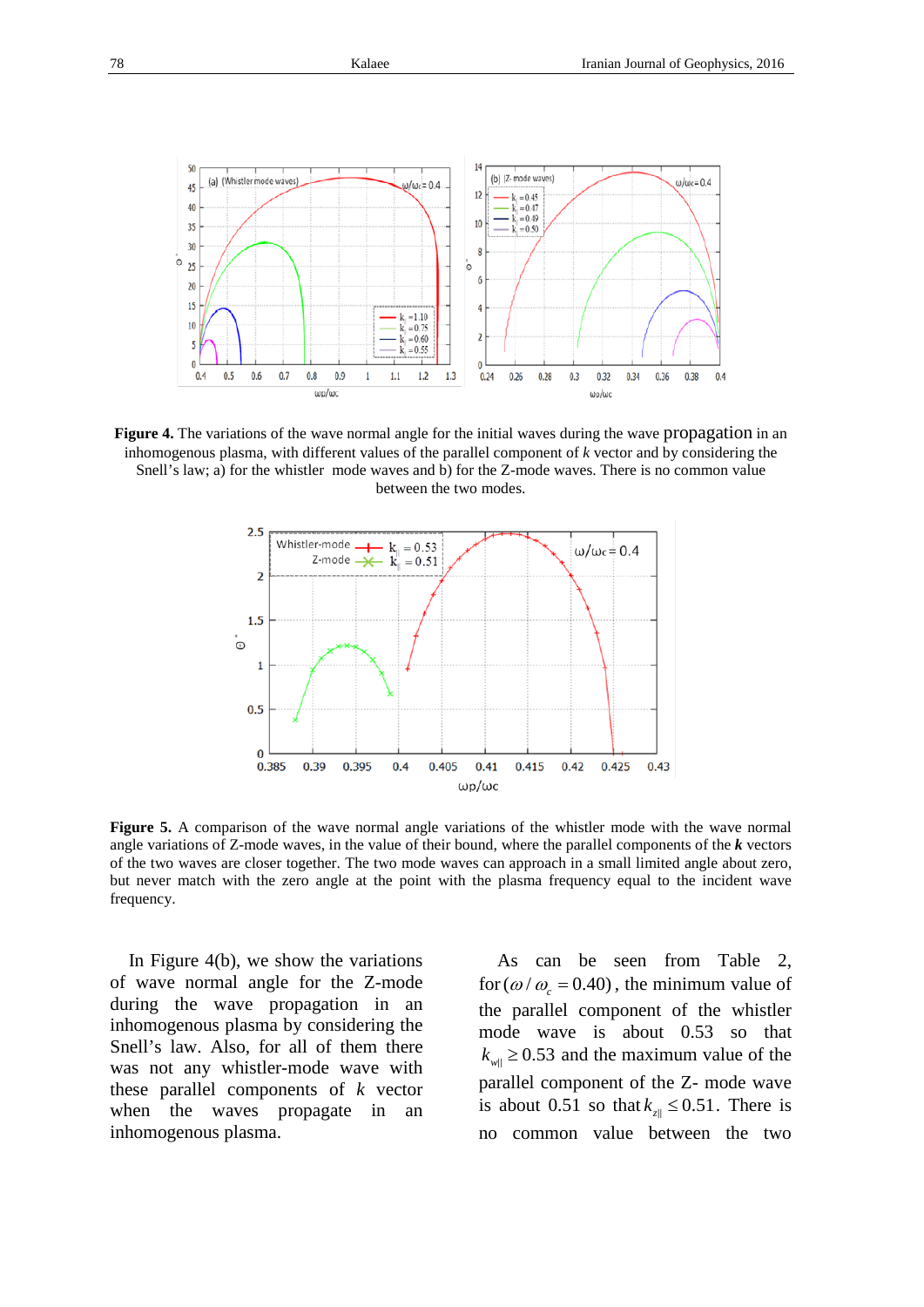**Figure 4.** The variations of the wave normal angle for the initial waves during the wave propagation in an inhomogenous plasma, with different values of the parallel component of $k$ vector and by considering the Snell's law; a) for the whistler mode waves and b) for the Z-mode waves. There is no common value between the two modes.

**Figure 5.** A comparison of the wave normal angle variations of the whistler mode with the wave normal angle variations of Z-mode waves, in the value of their bound, where the parallel components of the $\boldsymbol{k}$ vectors of the two waves are closer together. The two mode waves can approach in a small limited angle about zero, but never match with the zero angle at the point with the plasma frequency equal to the incident wave frequency.

In Figure 4(b), we show the variations of wave normal angle for the Z-mode during the wave propagation in an inhomogenous plasma by considering the Snell's law. Also, for all of them there was not any whistler-mode wave with these parallel components of $k$ vector when the waves propagate in an inhomogenous plasma.

As can be seen from Table 2, for $(\omega/\omega_c = 0.40)$, the minimum value of the parallel component of the whistler mode wave is about 0.53 so that $k_{w\|} \geq 0.53$ and the maximum value of the parallel component of the Z- mode wave is about 0.51 so that $k_{z\|} \leq 0.51$. There is no common value between the two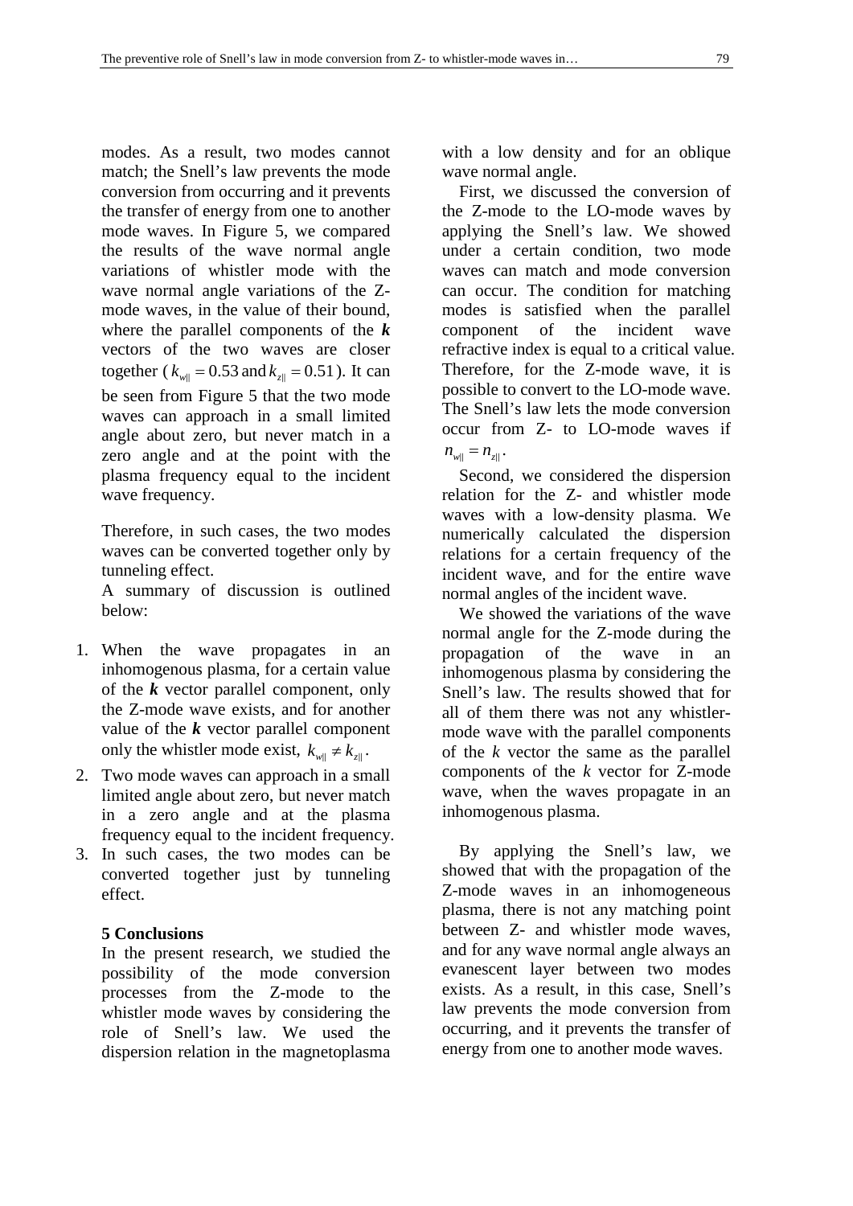modes. As a result, two modes cannot match; the Snell's law prevents the mode conversion from occurring and it prevents the transfer of energy from one to another mode waves. In Figure 5, we compared the results of the wave normal angle variations of whistler mode with the wave normal angle variations of the Z-mode waves, in the value of their bound, where the parallel components of the ***k*** vectors of the two waves are closer together ($k_{w\|} = 0.53$ and $k_{z\|} = 0.51$). It can be seen from Figure 5 that the two mode waves can approach in a small limited angle about zero, but never match in a zero angle and at the point with the plasma frequency equal to the incident wave frequency.

Therefore, in such cases, the two modes waves can be converted together only by tunneling effect.

A summary of discussion is outlined below:

1. When the wave propagates in an inhomogenous plasma, for a certain value of the ***k*** vector parallel component, only the Z-mode wave exists, and for another value of the ***k*** vector parallel component only the whistler mode exist, $k_{w\|} \neq k_{z\|}$.
2. Two mode waves can approach in a small limited angle about zero, but never match in a zero angle and at the plasma frequency equal to the incident frequency.
3. In such cases, the two modes can be converted together just by tunneling effect.

## 5 Conclusions

In the present research, we studied the possibility of the mode conversion processes from the Z-mode to the whistler mode waves by considering the role of Snell's law. We used the dispersion relation in the magnetoplasma with a low density and for an oblique wave normal angle.

First, we discussed the conversion of the Z-mode to the LO-mode waves by applying the Snell's law. We showed under a certain condition, two mode waves can match and mode conversion can occur. The condition for matching modes is satisfied when the parallel component of the incident wave refractive index is equal to a critical value. Therefore, for the Z-mode wave, it is possible to convert to the LO-mode wave. The Snell's law lets the mode conversion occur from Z- to LO-mode waves if $n_{w\|} = n_{z\|}$.

Second, we considered the dispersion relation for the Z- and whistler mode waves with a low-density plasma. We numerically calculated the dispersion relations for a certain frequency of the incident wave, and for the entire wave normal angles of the incident wave.

We showed the variations of the wave normal angle for the Z-mode during the propagation of the wave in an inhomogeneous plasma by considering the Snell's law. The results showed that for all of them there was not any whistler-mode wave with the parallel components of the *k* vector the same as the parallel components of the *k* vector for Z-mode wave, when the waves propagate in an inhomogenous plasma.

By applying the Snell's law, we showed that with the propagation of the Z-mode waves in an inhomogeneous plasma, there is not any matching point between Z- and whistler mode waves, and for any wave normal angle always an evanescent layer between two modes exists. As a result, in this case, Snell's law prevents the mode conversion from occurring, and it prevents the transfer of energy from one to another mode waves.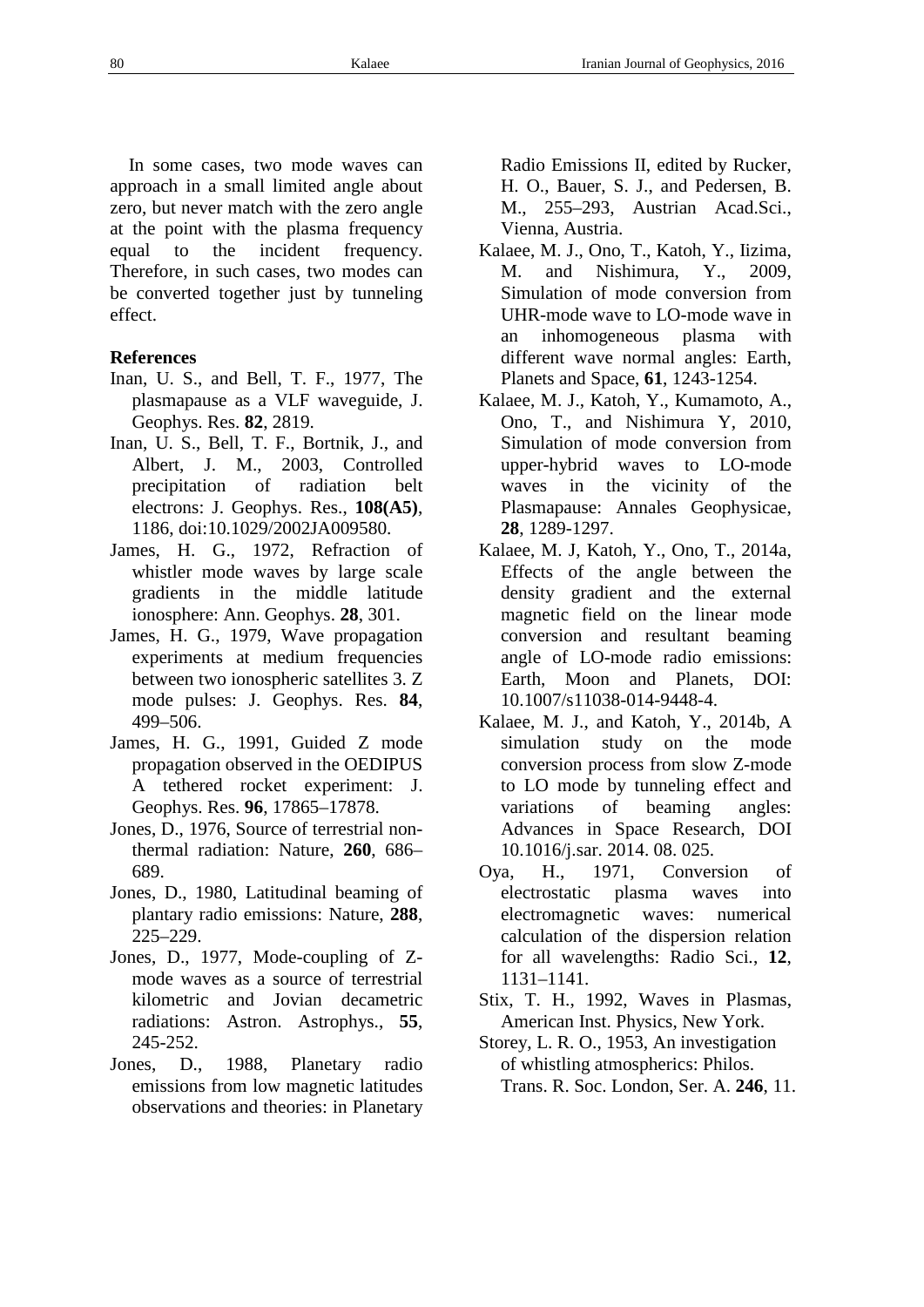In some cases, two mode waves can approach in a small limited angle about zero, but never match with the zero angle at the point with the plasma frequency equal to the incident frequency. Therefore, in such cases, two modes can be converted together just by tunneling effect.

**References**

Inan, U. S., and Bell, T. F., 1977, The plasmapause as a VLF waveguide, J. Geophys. Res. **82**, 2819.

Inan, U. S., Bell, T. F., Bortnik, J., and Albert, J. M., 2003, Controlled precipitation of radiation belt electrons: J. Geophys. Res., **108(A5)**, 1186, doi:10.1029/2002JA009580.

James, H. G., 1972, Refraction of whistler mode waves by large scale gradients in the middle latitude ionosphere: Ann. Geophys. **28**, 301.

James, H. G., 1979, Wave propagation experiments at medium frequencies between two ionospheric satellites 3. Z mode pulses: J. Geophys. Res. **84**, 499–506.

James, H. G., 1991, Guided Z mode propagation observed in the OEDIPUS A tethered rocket experiment: J. Geophys. Res. **96**, 17865–17878.

Jones, D., 1976, Source of terrestrial non-thermal radiation: Nature, **260**, 686–689.

Jones, D., 1980, Latitudinal beaming of plantary radio emissions: Nature, **288**, 225–229.

Jones, D., 1977, Mode-coupling of Z-mode waves as a source of terrestrial kilometric and Jovian decametric radiations: Astron. Astrophys., **55**, 245-252.

Jones, D., 1988, Planetary radio emissions from low magnetic latitudes observations and theories: in Planetary Radio Emissions II, edited by Rucker, H. O., Bauer, S. J., and Pedersen, B. M., 255–293, Austrian Acad.Sci., Vienna, Austria.

Kalaee, M. J., Ono, T., Katoh, Y., Iizima, M. and Nishimura, Y., 2009, Simulation of mode conversion from UHR-mode wave to LO-mode wave in an inhomogeneous plasma with different wave normal angles: Earth, Planets and Space, **61**, 1243-1254.

Kalaee, M. J., Katoh, Y., Kumamoto, A., Ono, T., and Nishimura Y, 2010, Simulation of mode conversion from upper-hybrid waves to LO-mode waves in the vicinity of the Plasmapause: Annales Geophysicae, **28**, 1289-1297.

Kalaee, M. J, Katoh, Y., Ono, T., 2014a, Effects of the angle between the density gradient and the external magnetic field on the linear mode conversion and resultant beaming angle of LO-mode radio emissions: Earth, Moon and Planets, DOI: 10.1007/s11038-014-9448-4.

Kalaee, M. J., and Katoh, Y., 2014b, A simulation study on the mode conversion process from slow Z-mode to LO mode by tunneling effect and variations of beaming angles: Advances in Space Research, DOI 10.1016/j.sar. 2014. 08. 025.

Oya, H., 1971, Conversion of electrostatic plasma waves into electromagnetic waves: numerical calculation of the dispersion relation for all wavelengths: Radio Sci., **12**, 1131–1141.

Stix, T. H., 1992, Waves in Plasmas, American Inst. Physics, New York.

Storey, L. R. O., 1953, An investigation of whistling atmospherics: Philos. Trans. R. Soc. London, Ser. A. **246**, 11.